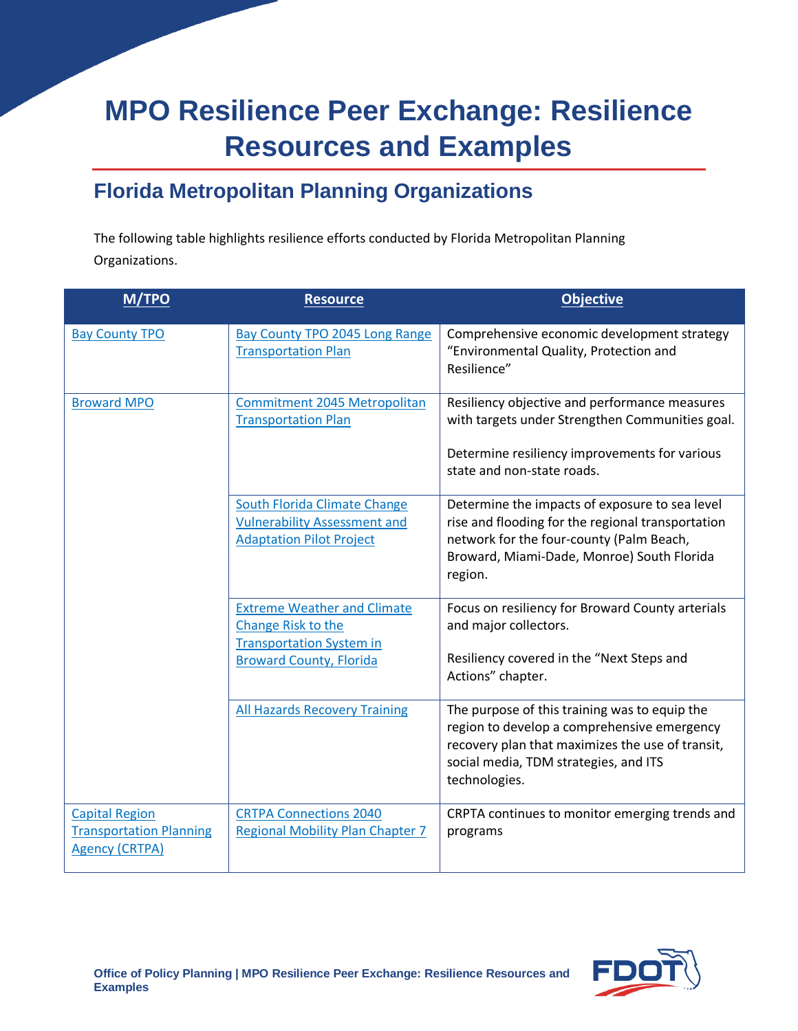# MPO Resilience Peer Exchange: Resilience Resources and Examples

## Florida Metropolitan Planning Organizations

The following table highlights resilience efforts conducted by Florida Metropolitan Planning Organizations.

| M/TPO | Resource | Objective |
|---|---|---|
| Bay County TPO | Bay County TPO 2045 Long Range Transportation Plan | Comprehensive economic development strategy "Environmental Quality, Protection and Resilience" |
| Broward MPO | Commitment 2045 Metropolitan Transportation Plan | Resiliency objective and performance measures with targets under Strengthen Communities goal.<br><br>Determine resiliency improvements for various state and non-state roads. |
| | South Florida Climate Change Vulnerability Assessment and Adaptation Pilot Project | Determine the impacts of exposure to sea level rise and flooding for the regional transportation network for the four-county (Palm Beach, Broward, Miami-Dade, Monroe) South Florida region. |
| | Extreme Weather and Climate Change Risk to the Transportation System in Broward County, Florida | Focus on resiliency for Broward County arterials and major collectors.<br><br>Resiliency covered in the "Next Steps and Actions" chapter. |
| | All Hazards Recovery Training | The purpose of this training was to equip the region to develop a comprehensive emergency recovery plan that maximizes the use of transit, social media, TDM strategies, and ITS technologies. |
| Capital Region Transportation Planning Agency (CRTPA) | CRTPA Connections 2040 Regional Mobility Plan Chapter 7 | CRPTA continues to monitor emerging trends and programs |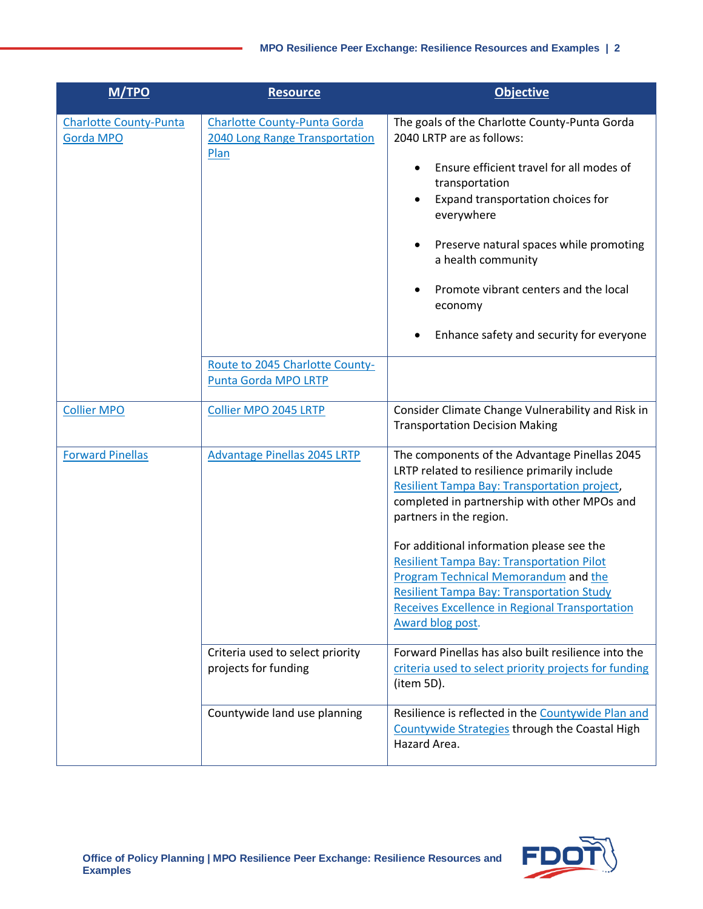| M/TPO | Resource | Objective |
|---|---|---|
| Charlotte County-Punta Gorda MPO | Charlotte County-Punta Gorda 2040 Long Range Transportation Plan | The goals of the Charlotte County-Punta Gorda 2040 LRTP are as follows:<br>• Ensure efficient travel for all modes of transportation<br>• Expand transportation choices for everywhere<br>• Preserve natural spaces while promoting a health community<br>• Promote vibrant centers and the local economy<br>• Enhance safety and security for everyone |
| | Route to 2045 Charlotte County-Punta Gorda MPO LRTP | |
| Collier MPO | Collier MPO 2045 LRTP | Consider Climate Change Vulnerability and Risk in Transportation Decision Making |
| Forward Pinellas | Advantage Pinellas 2045 LRTP | The components of the Advantage Pinellas 2045 LRTP related to resilience primarily include Resilient Tampa Bay: Transportation project, completed in partnership with other MPOs and partners in the region.<br><br>For additional information please see the Resilient Tampa Bay: Transportation Pilot Program Technical Memorandum and the Resilient Tampa Bay: Transportation Study Receives Excellence in Regional Transportation Award blog post. |
| | Criteria used to select priority projects for funding | Forward Pinellas has also built resilience into the criteria used to select priority projects for funding (item 5D). |
| | Countywide land use planning | Resilience is reflected in the Countywide Plan and Countywide Strategies through the Coastal High Hazard Area. |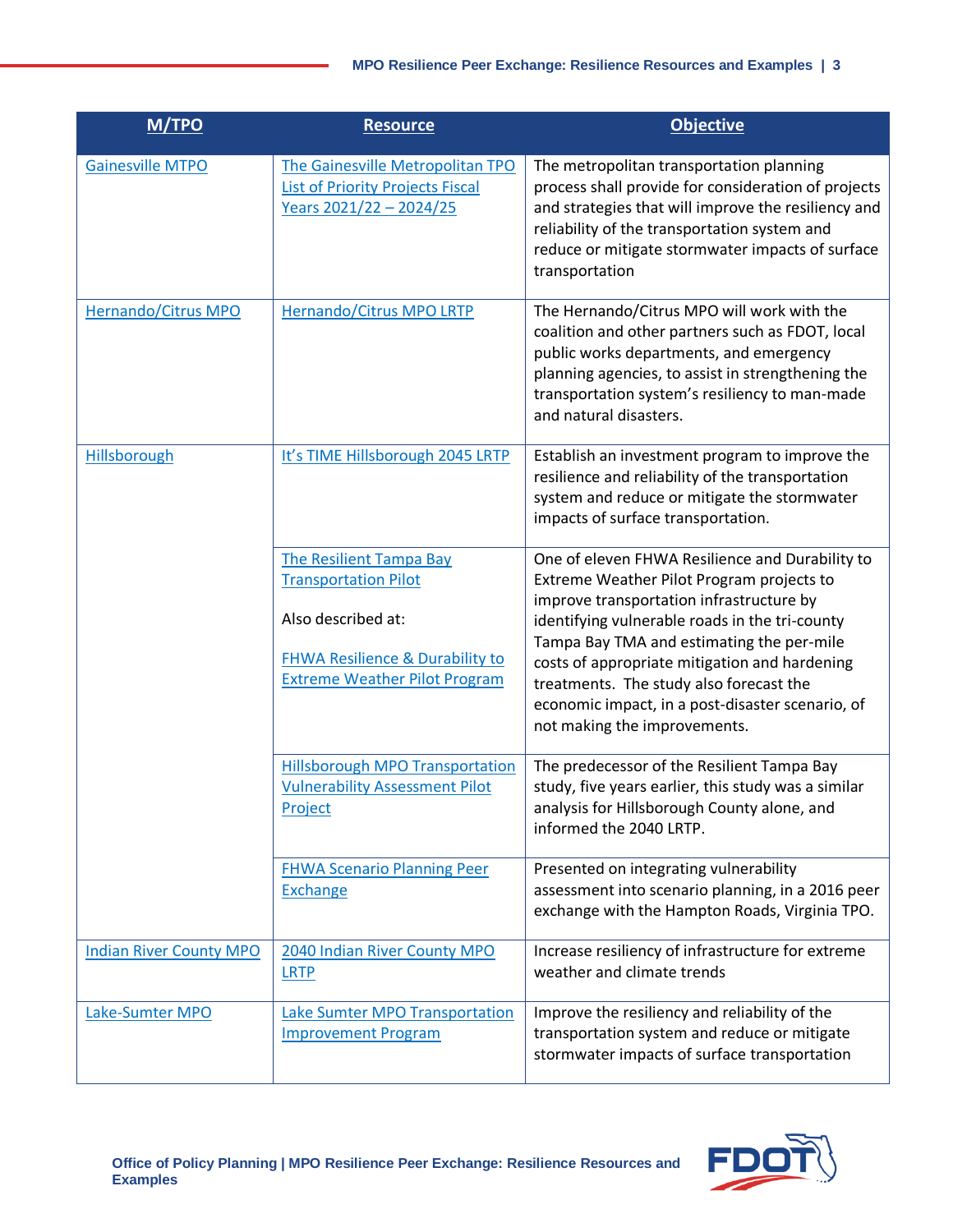| M/TPO | Resource | Objective |
|---|---|---|
| Gainesville MTPO | The Gainesville Metropolitan TPO List of Priority Projects Fiscal Years 2021/22 – 2024/25 | The metropolitan transportation planning process shall provide for consideration of projects and strategies that will improve the resiliency and reliability of the transportation system and reduce or mitigate stormwater impacts of surface transportation |
| Hernando/Citrus MPO | Hernando/Citrus MPO LRTP | The Hernando/Citrus MPO will work with the coalition and other partners such as FDOT, local public works departments, and emergency planning agencies, to assist in strengthening the transportation system's resiliency to man-made and natural disasters. |
| Hillsborough | It's TIME Hillsborough 2045 LRTP | Establish an investment program to improve the resilience and reliability of the transportation system and reduce or mitigate the stormwater impacts of surface transportation. |
| | The Resilient Tampa Bay Transportation Pilot<br><br>Also described at:<br><br>FHWA Resilience & Durability to Extreme Weather Pilot Program | One of eleven FHWA Resilience and Durability to Extreme Weather Pilot Program projects to improve transportation infrastructure by identifying vulnerable roads in the tri-county Tampa Bay TMA and estimating the per-mile costs of appropriate mitigation and hardening treatments. The study also forecast the economic impact, in a post-disaster scenario, of not making the improvements. |
| | Hillsborough MPO Transportation Vulnerability Assessment Pilot Project | The predecessor of the Resilient Tampa Bay study, five years earlier, this study was a similar analysis for Hillsborough County alone, and informed the 2040 LRTP. |
| | FHWA Scenario Planning Peer Exchange | Presented on integrating vulnerability assessment into scenario planning, in a 2016 peer exchange with the Hampton Roads, Virginia TPO. |
| Indian River County MPO | 2040 Indian River County MPO LRTP | Increase resiliency of infrastructure for extreme weather and climate trends |
| Lake-Sumter MPO | Lake Sumter MPO Transportation Improvement Program | Improve the resiliency and reliability of the transportation system and reduce or mitigate stormwater impacts of surface transportation |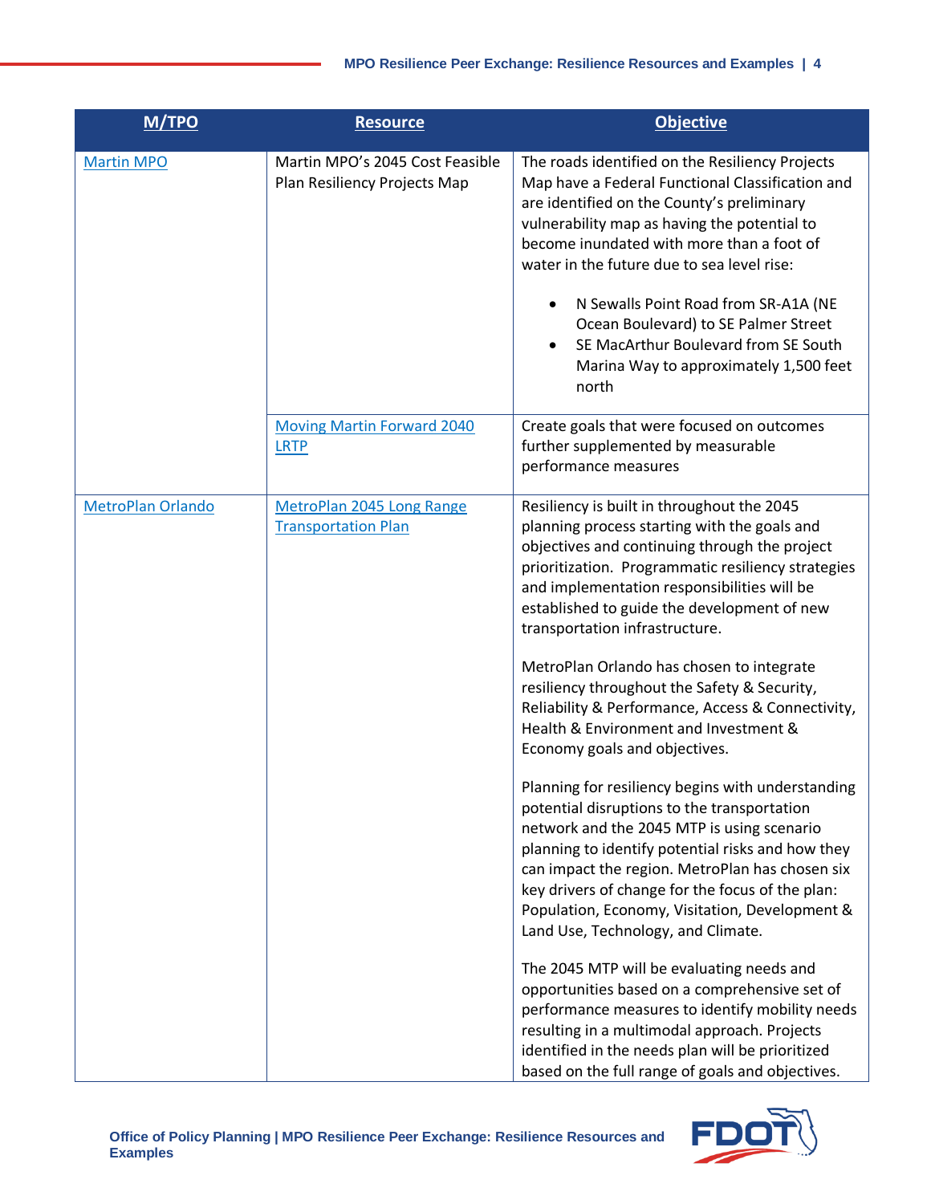| M/TPO | Resource | Objective |
| --- | --- | --- |
| Martin MPO | Martin MPO's 2045 Cost Feasible Plan Resiliency Projects Map | The roads identified on the Resiliency Projects Map have a Federal Functional Classification and are identified on the County's preliminary vulnerability map as having the potential to become inundated with more than a foot of water in the future due to sea level rise:<br>• N Sewalls Point Road from SR-A1A (NE Ocean Boulevard) to SE Palmer Street<br>• SE MacArthur Boulevard from SE South Marina Way to approximately 1,500 feet north |
| | Moving Martin Forward 2040 LRTP | Create goals that were focused on outcomes further supplemented by measurable performance measures |
| MetroPlan Orlando | MetroPlan 2045 Long Range Transportation Plan | Resiliency is built in throughout the 2045 planning process starting with the goals and objectives and continuing through the project prioritization. Programmatic resiliency strategies and implementation responsibilities will be established to guide the development of new transportation infrastructure.<br><br>MetroPlan Orlando has chosen to integrate resiliency throughout the Safety & Security, Reliability & Performance, Access & Connectivity, Health & Environment and Investment & Economy goals and objectives.<br><br>Planning for resiliency begins with understanding potential disruptions to the transportation network and the 2045 MTP is using scenario planning to identify potential risks and how they can impact the region. MetroPlan has chosen six key drivers of change for the focus of the plan: Population, Economy, Visitation, Development & Land Use, Technology, and Climate.<br><br>The 2045 MTP will be evaluating needs and opportunities based on a comprehensive set of performance measures to identify mobility needs resulting in a multimodal approach. Projects identified in the needs plan will be prioritized based on the full range of goals and objectives. |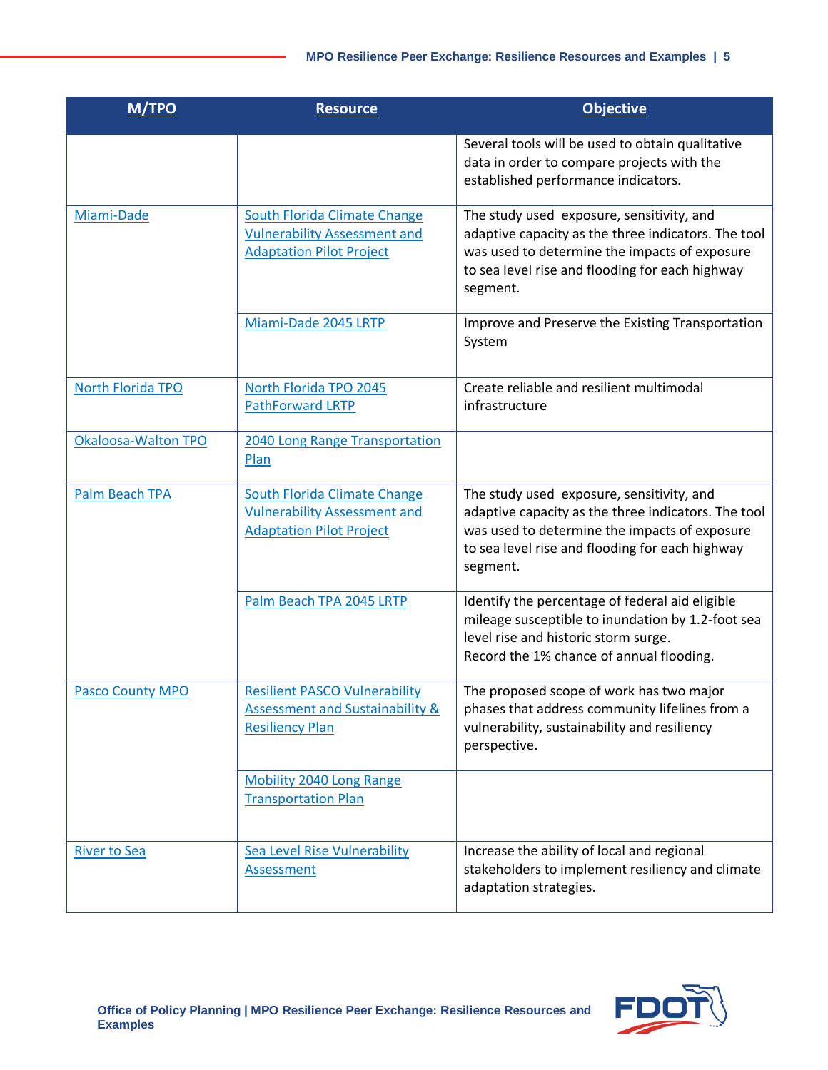| M/TPO | Resource | Objective |
|---|---|---|
| | | Several tools will be used to obtain qualitative data in order to compare projects with the established performance indicators. |
| Miami-Dade | South Florida Climate Change Vulnerability Assessment and Adaptation Pilot Project | The study used exposure, sensitivity, and adaptive capacity as the three indicators. The tool was used to determine the impacts of exposure to sea level rise and flooding for each highway segment. |
| | Miami-Dade 2045 LRTP | Improve and Preserve the Existing Transportation System |
| North Florida TPO | North Florida TPO 2045 PathForward LRTP | Create reliable and resilient multimodal infrastructure |
| Okaloosa-Walton TPO | 2040 Long Range Transportation Plan | |
| Palm Beach TPA | South Florida Climate Change Vulnerability Assessment and Adaptation Pilot Project | The study used exposure, sensitivity, and adaptive capacity as the three indicators. The tool was used to determine the impacts of exposure to sea level rise and flooding for each highway segment. |
| | Palm Beach TPA 2045 LRTP | Identify the percentage of federal aid eligible mileage susceptible to inundation by 1.2-foot sea level rise and historic storm surge.<br>Record the 1% chance of annual flooding. |
| Pasco County MPO | Resilient PASCO Vulnerability Assessment and Sustainability & Resiliency Plan | The proposed scope of work has two major phases that address community lifelines from a vulnerability, sustainability and resiliency perspective. |
| | Mobility 2040 Long Range Transportation Plan | |
| River to Sea | Sea Level Rise Vulnerability Assessment | Increase the ability of local and regional stakeholders to implement resiliency and climate adaptation strategies. |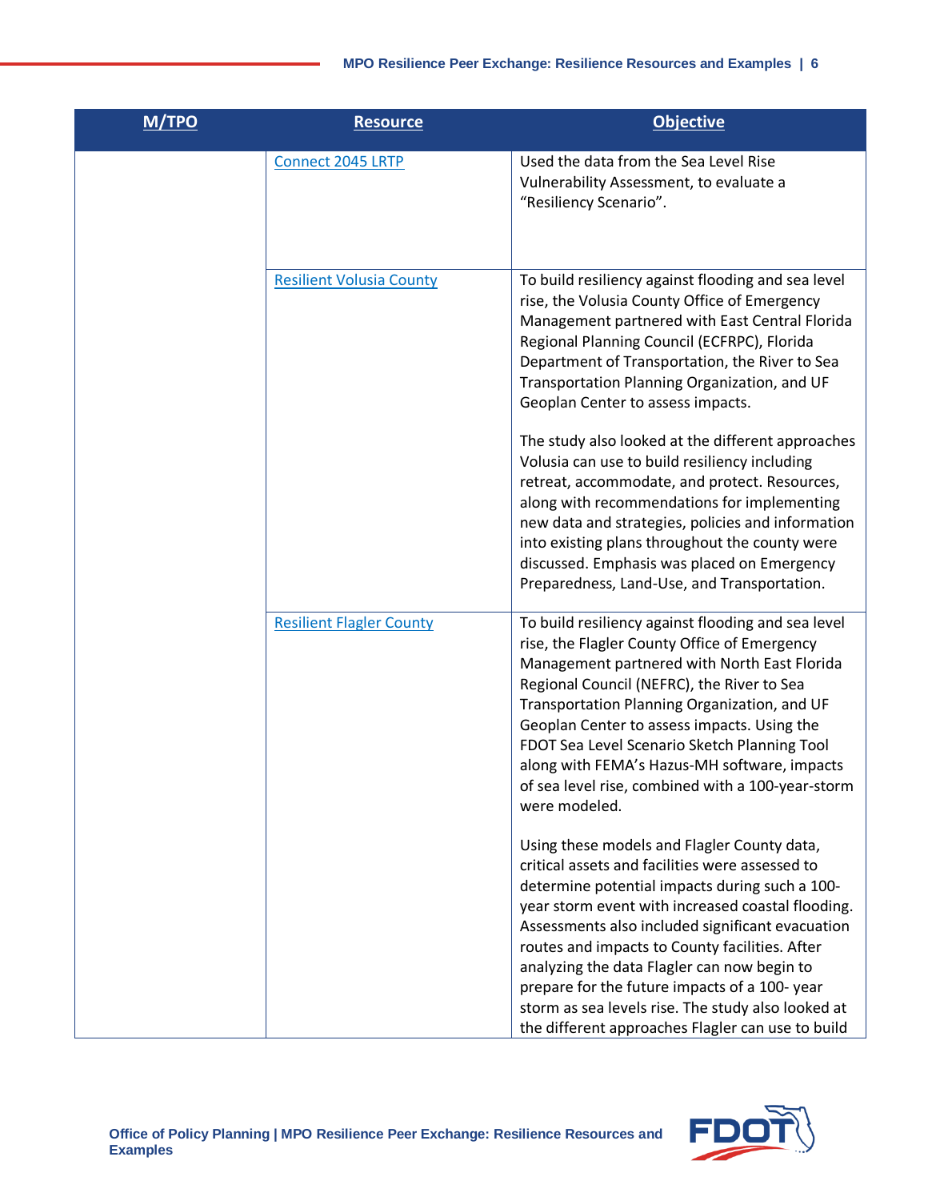| M/TPO | Resource | Objective |
|---|---|---|
| | Connect 2045 LRTP | Used the data from the Sea Level Rise Vulnerability Assessment, to evaluate a "Resiliency Scenario". |
| | Resilient Volusia County | To build resiliency against flooding and sea level rise, the Volusia County Office of Emergency Management partnered with East Central Florida Regional Planning Council (ECFRPC), Florida Department of Transportation, the River to Sea Transportation Planning Organization, and UF Geoplan Center to assess impacts.<br><br>The study also looked at the different approaches Volusia can use to build resiliency including retreat, accommodate, and protect. Resources, along with recommendations for implementing new data and strategies, policies and information into existing plans throughout the county were discussed. Emphasis was placed on Emergency Preparedness, Land-Use, and Transportation. |
| | Resilient Flagler County | To build resiliency against flooding and sea level rise, the Flagler County Office of Emergency Management partnered with North East Florida Regional Council (NEFRC), the River to Sea Transportation Planning Organization, and UF Geoplan Center to assess impacts. Using the FDOT Sea Level Scenario Sketch Planning Tool along with FEMA's Hazus-MH software, impacts of sea level rise, combined with a 100-year-storm were modeled.<br><br>Using these models and Flagler County data, critical assets and facilities were assessed to determine potential impacts during such a 100-year storm event with increased coastal flooding. Assessments also included significant evacuation routes and impacts to County facilities. After analyzing the data Flagler can now begin to prepare for the future impacts of a 100- year storm as sea levels rise. The study also looked at the different approaches Flagler can use to build |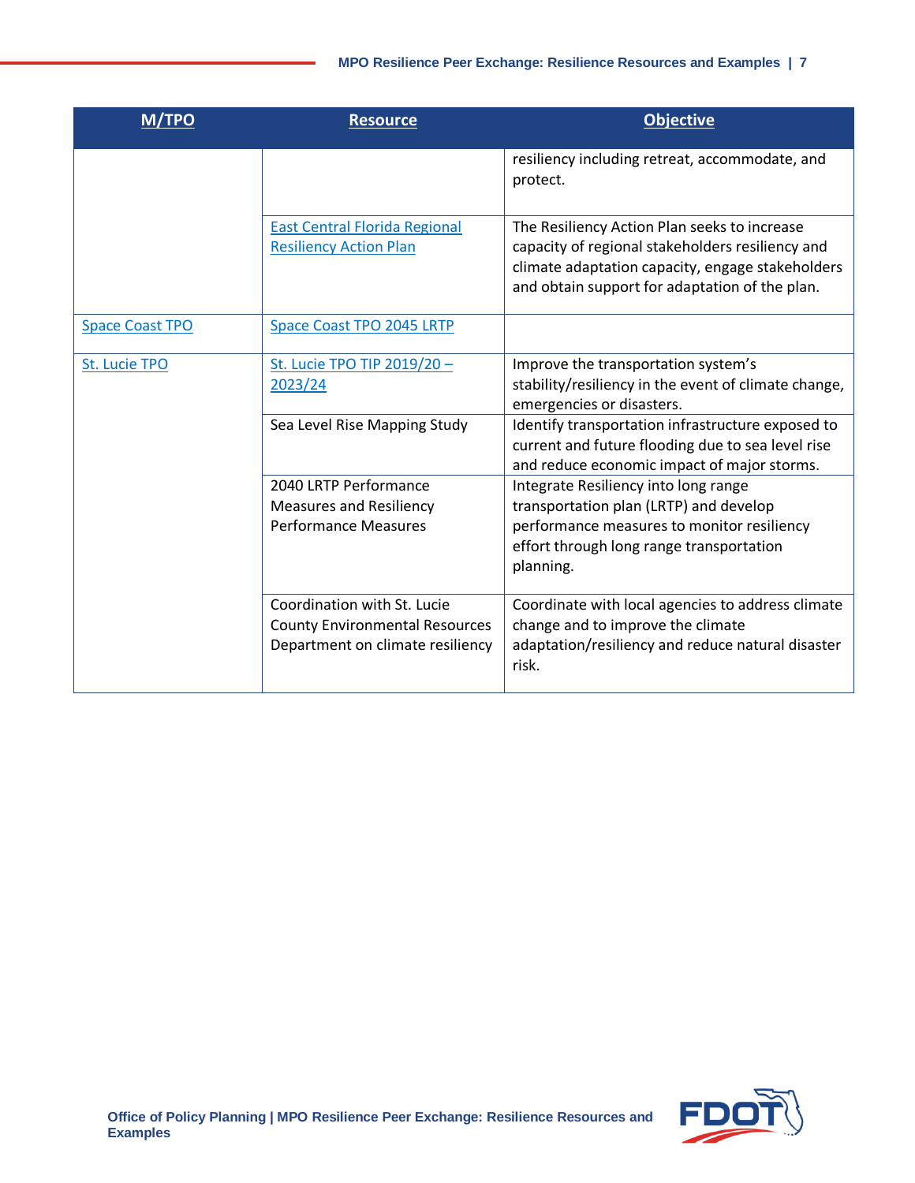| M/TPO | Resource | Objective |
|---|---|---|
| | | resiliency including retreat, accommodate, and protect. |
| | East Central Florida Regional Resiliency Action Plan | The Resiliency Action Plan seeks to increase capacity of regional stakeholders resiliency and climate adaptation capacity, engage stakeholders and obtain support for adaptation of the plan. |
| Space Coast TPO | Space Coast TPO 2045 LRTP | |
| St. Lucie TPO | St. Lucie TPO TIP 2019/20 – 2023/24 | Improve the transportation system's stability/resiliency in the event of climate change, emergencies or disasters. |
| | Sea Level Rise Mapping Study | Identify transportation infrastructure exposed to current and future flooding due to sea level rise and reduce economic impact of major storms. |
| | 2040 LRTP Performance Measures and Resiliency Performance Measures | Integrate Resiliency into long range transportation plan (LRTP) and develop performance measures to monitor resiliency effort through long range transportation planning. |
| | Coordination with St. Lucie County Environmental Resources Department on climate resiliency | Coordinate with local agencies to address climate change and to improve the climate adaptation/resiliency and reduce natural disaster risk. |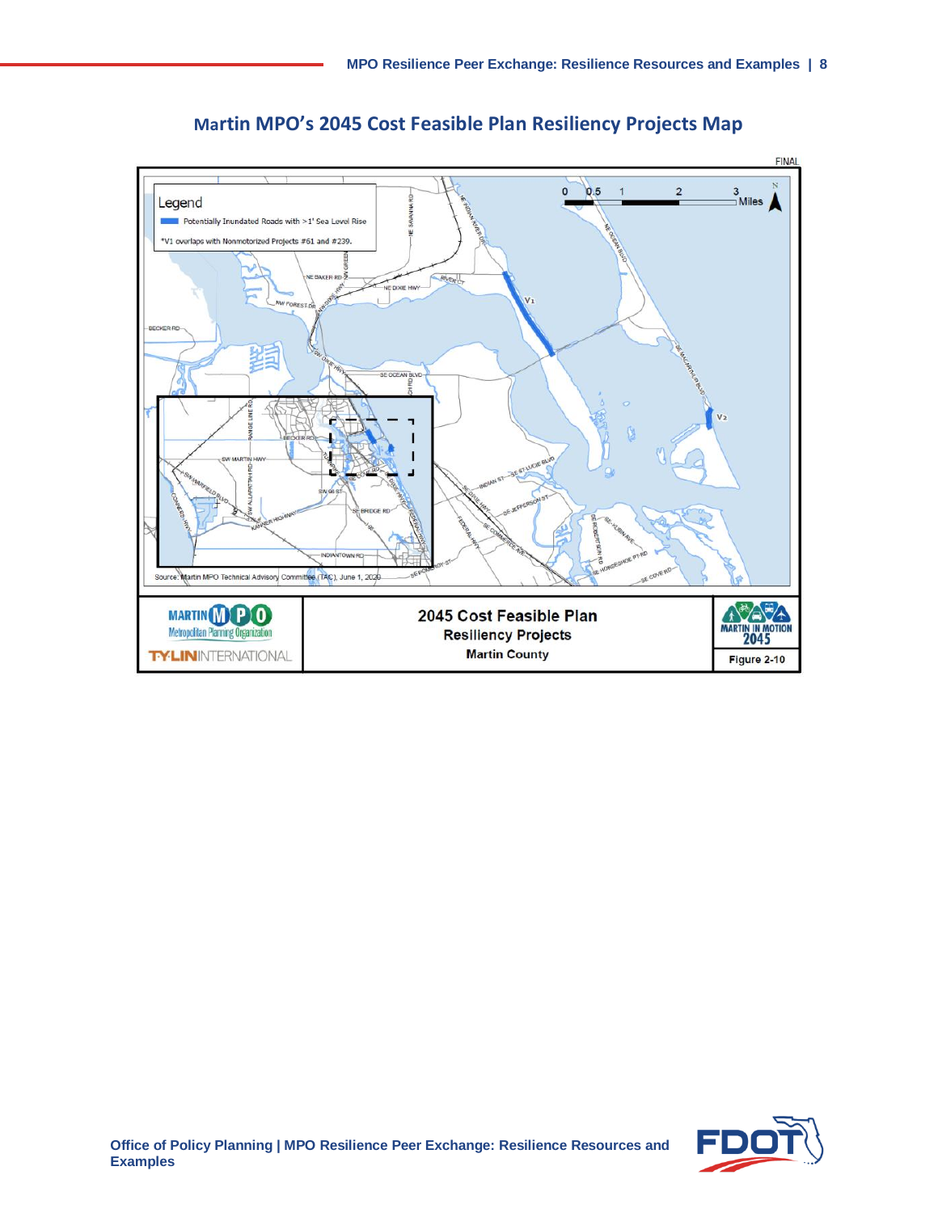## Martin MPO's 2045 Cost Feasible Plan Resiliency Projects Map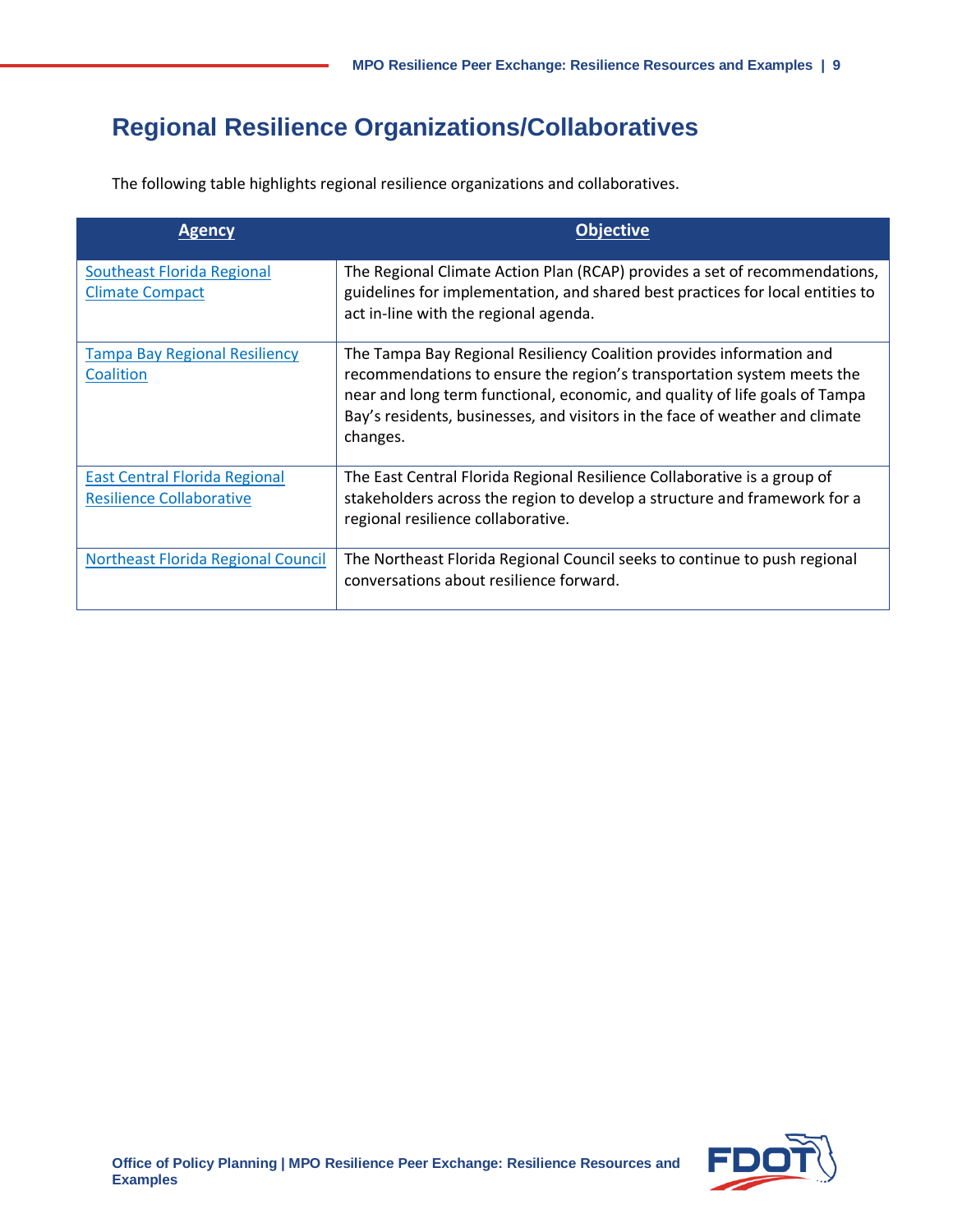## Regional Resilience Organizations/Collaboratives

The following table highlights regional resilience organizations and collaboratives.

| Agency | Objective |
| --- | --- |
| Southeast Florida Regional Climate Compact | The Regional Climate Action Plan (RCAP) provides a set of recommendations, guidelines for implementation, and shared best practices for local entities to act in-line with the regional agenda. |
| Tampa Bay Regional Resiliency Coalition | The Tampa Bay Regional Resiliency Coalition provides information and recommendations to ensure the region's transportation system meets the near and long term functional, economic, and quality of life goals of Tampa Bay's residents, businesses, and visitors in the face of weather and climate changes. |
| East Central Florida Regional Resilience Collaborative | The East Central Florida Regional Resilience Collaborative is a group of stakeholders across the region to develop a structure and framework for a regional resilience collaborative. |
| Northeast Florida Regional Council | The Northeast Florida Regional Council seeks to continue to push regional conversations about resilience forward. |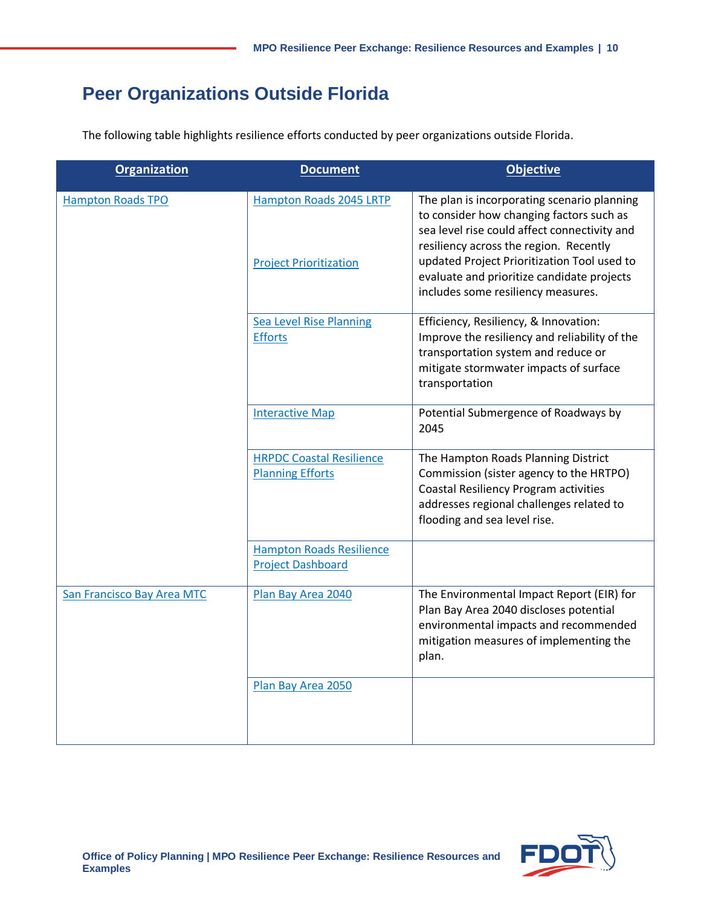## Peer Organizations Outside Florida

The following table highlights resilience efforts conducted by peer organizations outside Florida.

| Organization | Document | Objective |
|---|---|---|
| Hampton Roads TPO | Hampton Roads 2045 LRTP<br><br>Project Prioritization | The plan is incorporating scenario planning to consider how changing factors such as sea level rise could affect connectivity and resiliency across the region. Recently updated Project Prioritization Tool used to evaluate and prioritize candidate projects includes some resiliency measures. |
| | Sea Level Rise Planning Efforts | Efficiency, Resiliency, & Innovation: Improve the resiliency and reliability of the transportation system and reduce or mitigate stormwater impacts of surface transportation |
| | Interactive Map | Potential Submergence of Roadways by 2045 |
| | HRPDC Coastal Resilience Planning Efforts | The Hampton Roads Planning District Commission (sister agency to the HRTPO) Coastal Resiliency Program activities addresses regional challenges related to flooding and sea level rise. |
| | Hampton Roads Resilience Project Dashboard | |
| San Francisco Bay Area MTC | Plan Bay Area 2040 | The Environmental Impact Report (EIR) for Plan Bay Area 2040 discloses potential environmental impacts and recommended mitigation measures of implementing the plan. |
| | Plan Bay Area 2050 | |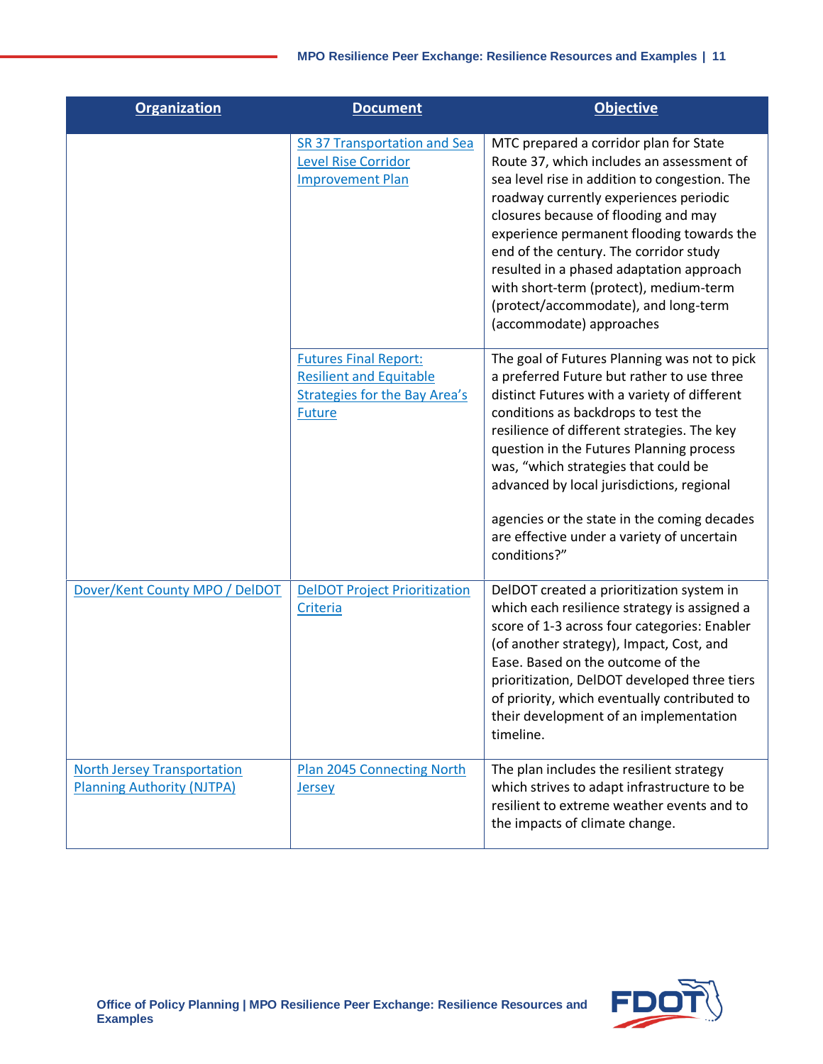| Organization | Document | Objective |
|---|---|---|
| | SR 37 Transportation and Sea Level Rise Corridor Improvement Plan | MTC prepared a corridor plan for State Route 37, which includes an assessment of sea level rise in addition to congestion. The roadway currently experiences periodic closures because of flooding and may experience permanent flooding towards the end of the century. The corridor study resulted in a phased adaptation approach with short-term (protect), medium-term (protect/accommodate), and long-term (accommodate) approaches |
| | Futures Final Report: Resilient and Equitable Strategies for the Bay Area's Future | The goal of Futures Planning was not to pick a preferred Future but rather to use three distinct Futures with a variety of different conditions as backdrops to test the resilience of different strategies. The key question in the Futures Planning process was, "which strategies that could be advanced by local jurisdictions, regional agencies or the state in the coming decades are effective under a variety of uncertain conditions?" |
| Dover/Kent County MPO / DelDOT | DelDOT Project Prioritization Criteria | DelDOT created a prioritization system in which each resilience strategy is assigned a score of 1-3 across four categories: Enabler (of another strategy), Impact, Cost, and Ease. Based on the outcome of the prioritization, DelDOT developed three tiers of priority, which eventually contributed to their development of an implementation timeline. |
| North Jersey Transportation Planning Authority (NJTPA) | Plan 2045 Connecting North Jersey | The plan includes the resilient strategy which strives to adapt infrastructure to be resilient to extreme weather events and to the impacts of climate change. |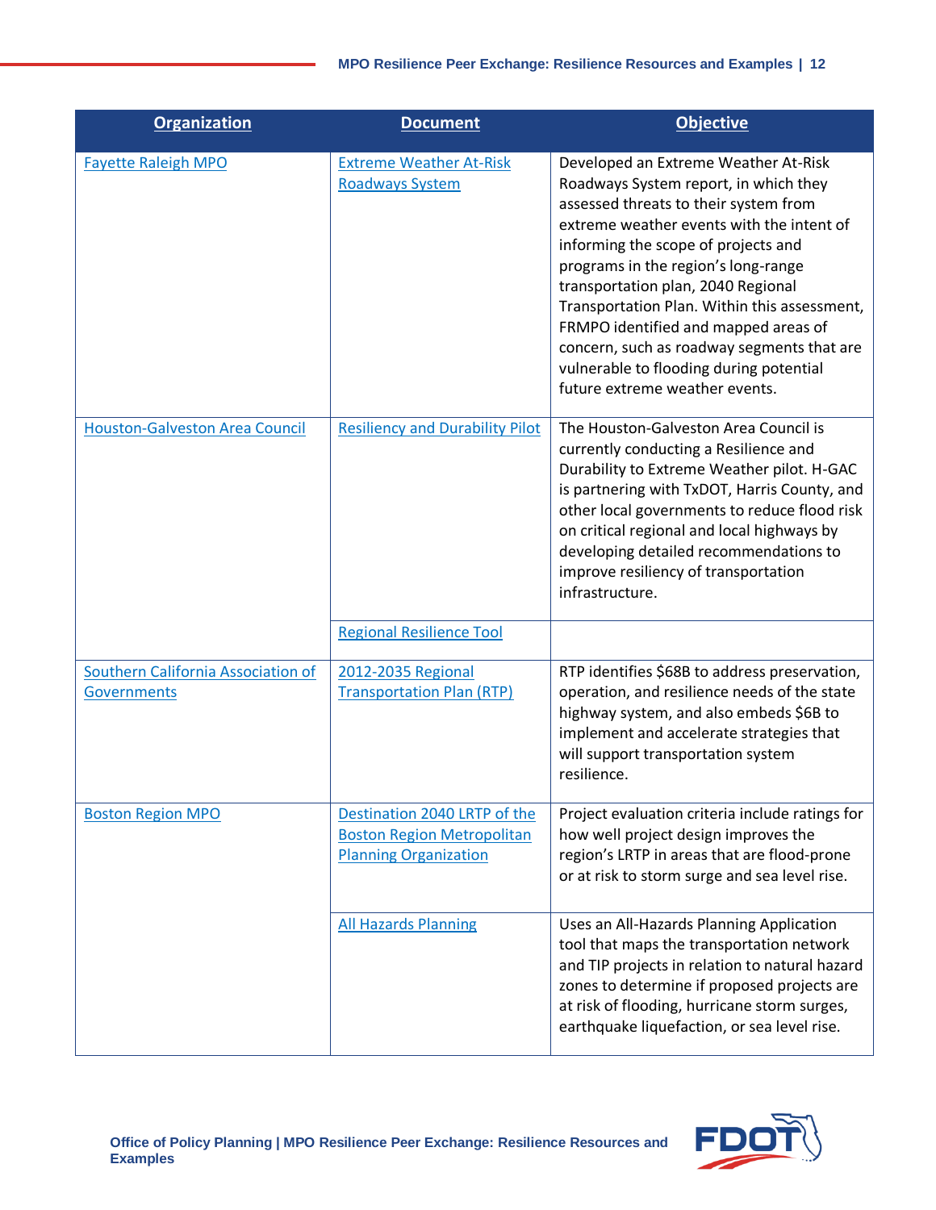| Organization | Document | Objective |
|---|---|---|
| Fayette Raleigh MPO | Extreme Weather At-Risk Roadways System | Developed an Extreme Weather At-Risk Roadways System report, in which they assessed threats to their system from extreme weather events with the intent of informing the scope of projects and programs in the region's long-range transportation plan, 2040 Regional Transportation Plan. Within this assessment, FRMPO identified and mapped areas of concern, such as roadway segments that are vulnerable to flooding during potential future extreme weather events. |
| Houston-Galveston Area Council | Resiliency and Durability Pilot | The Houston-Galveston Area Council is currently conducting a Resilience and Durability to Extreme Weather pilot. H-GAC is partnering with TxDOT, Harris County, and other local governments to reduce flood risk on critical regional and local highways by developing detailed recommendations to improve resiliency of transportation infrastructure. |
| | Regional Resilience Tool | |
| Southern California Association of Governments | 2012-2035 Regional Transportation Plan (RTP) | RTP identifies $68B to address preservation, operation, and resilience needs of the state highway system, and also embeds $6B to implement and accelerate strategies that will support transportation system resilience. |
| Boston Region MPO | Destination 2040 LRTP of the Boston Region Metropolitan Planning Organization | Project evaluation criteria include ratings for how well project design improves the region's LRTP in areas that are flood-prone or at risk to storm surge and sea level rise. |
| | All Hazards Planning | Uses an All-Hazards Planning Application tool that maps the transportation network and TIP projects in relation to natural hazard zones to determine if proposed projects are at risk of flooding, hurricane storm surges, earthquake liquefaction, or sea level rise. |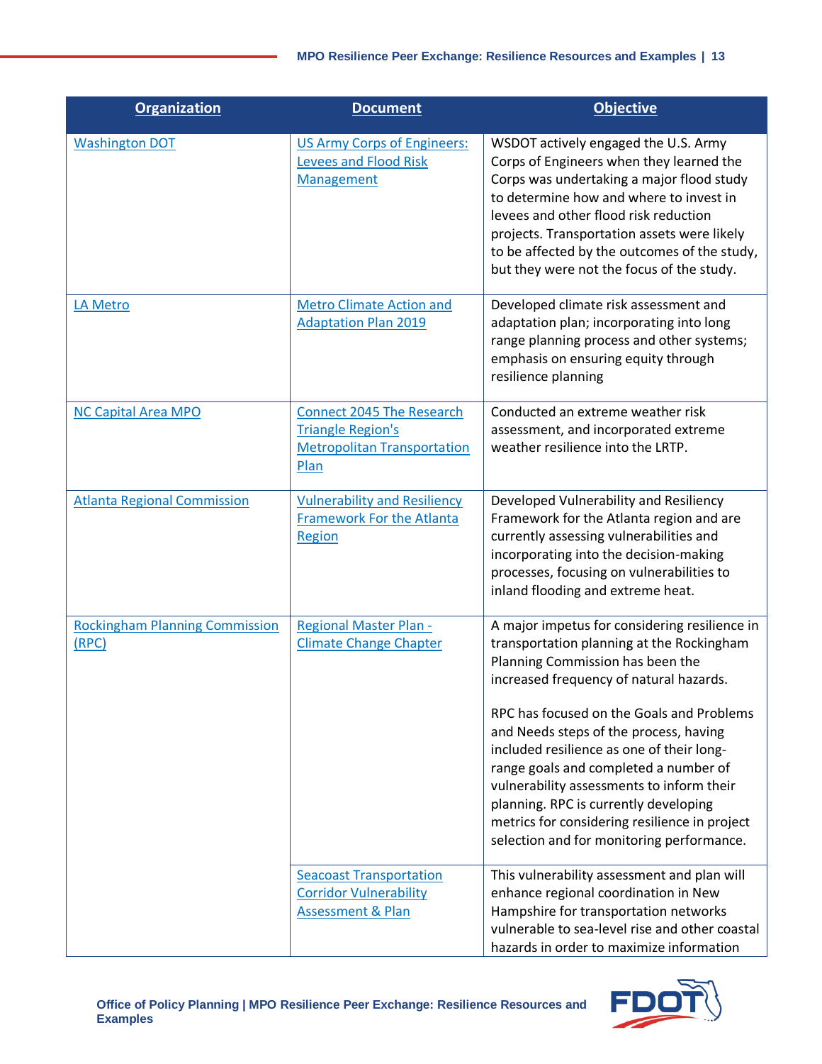| Organization | Document | Objective |
|---|---|---|
| Washington DOT | US Army Corps of Engineers: Levees and Flood Risk Management | WSDOT actively engaged the U.S. Army Corps of Engineers when they learned the Corps was undertaking a major flood study to determine how and where to invest in levees and other flood risk reduction projects. Transportation assets were likely to be affected by the outcomes of the study, but they were not the focus of the study. |
| LA Metro | Metro Climate Action and Adaptation Plan 2019 | Developed climate risk assessment and adaptation plan; incorporating into long range planning process and other systems; emphasis on ensuring equity through resilience planning |
| NC Capital Area MPO | Connect 2045 The Research Triangle Region's Metropolitan Transportation Plan | Conducted an extreme weather risk assessment, and incorporated extreme weather resilience into the LRTP. |
| Atlanta Regional Commission | Vulnerability and Resiliency Framework For the Atlanta Region | Developed Vulnerability and Resiliency Framework for the Atlanta region and are currently assessing vulnerabilities and incorporating into the decision-making processes, focusing on vulnerabilities to inland flooding and extreme heat. |
| Rockingham Planning Commission (RPC) | Regional Master Plan - Climate Change Chapter | A major impetus for considering resilience in transportation planning at the Rockingham Planning Commission has been the increased frequency of natural hazards.<br><br>RPC has focused on the Goals and Problems and Needs steps of the process, having included resilience as one of their long-range goals and completed a number of vulnerability assessments to inform their planning. RPC is currently developing metrics for considering resilience in project selection and for monitoring performance. |
| | Seacoast Transportation Corridor Vulnerability Assessment & Plan | This vulnerability assessment and plan will enhance regional coordination in New Hampshire for transportation networks vulnerable to sea-level rise and other coastal hazards in order to maximize information |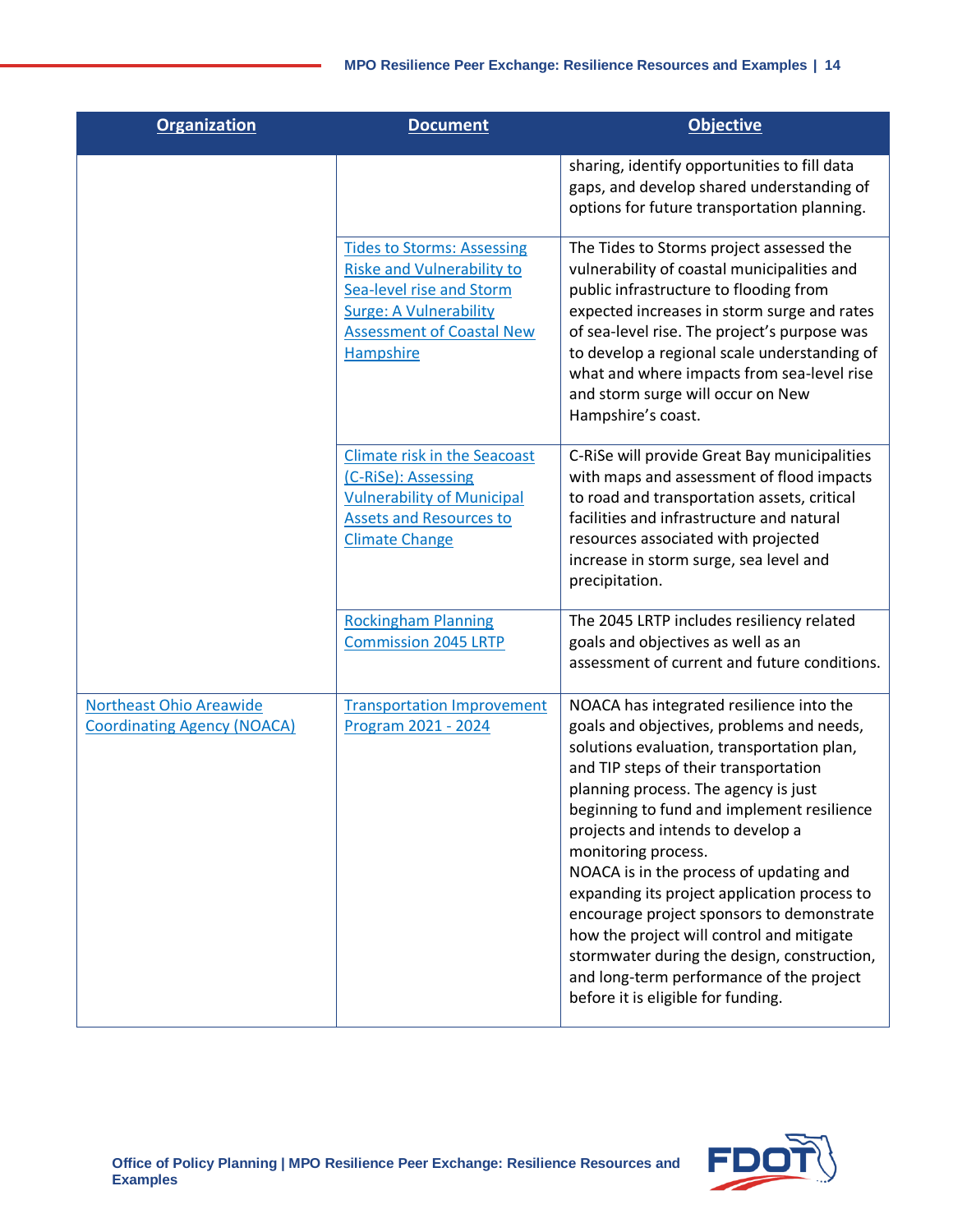| Organization | Document | Objective |
| --- | --- | --- |
| | | sharing, identify opportunities to fill data gaps, and develop shared understanding of options for future transportation planning. |
| | Tides to Storms: Assessing Riske and Vulnerability to Sea-level rise and Storm Surge: A Vulnerability Assessment of Coastal New Hampshire | The Tides to Storms project assessed the vulnerability of coastal municipalities and public infrastructure to flooding from expected increases in storm surge and rates of sea-level rise. The project's purpose was to develop a regional scale understanding of what and where impacts from sea-level rise and storm surge will occur on New Hampshire's coast. |
| | Climate risk in the Seacoast (C-RiSe): Assessing Vulnerability of Municipal Assets and Resources to Climate Change | C-RiSe will provide Great Bay municipalities with maps and assessment of flood impacts to road and transportation assets, critical facilities and infrastructure and natural resources associated with projected increase in storm surge, sea level and precipitation. |
| | Rockingham Planning Commission 2045 LRTP | The 2045 LRTP includes resiliency related goals and objectives as well as an assessment of current and future conditions. |
| Northeast Ohio Areawide Coordinating Agency (NOACA) | Transportation Improvement Program 2021 - 2024 | NOACA has integrated resilience into the goals and objectives, problems and needs, solutions evaluation, transportation plan, and TIP steps of their transportation planning process. The agency is just beginning to fund and implement resilience projects and intends to develop a monitoring process.<br>NOACA is in the process of updating and expanding its project application process to encourage project sponsors to demonstrate how the project will control and mitigate stormwater during the design, construction, and long-term performance of the project before it is eligible for funding. |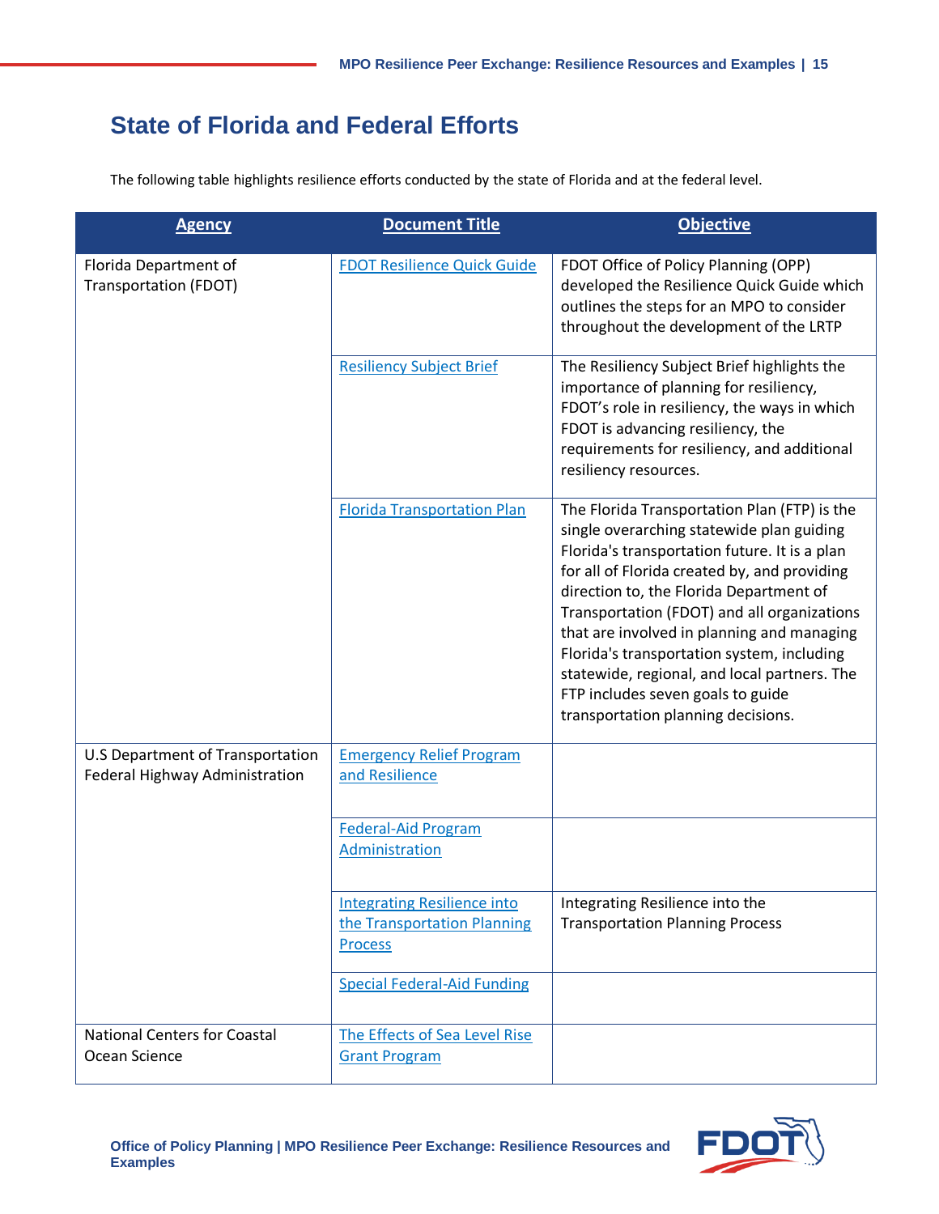# State of Florida and Federal Efforts

The following table highlights resilience efforts conducted by the state of Florida and at the federal level.

| Agency | Document Title | Objective |
|---|---|---|
| Florida Department of Transportation (FDOT) | FDOT Resilience Quick Guide | FDOT Office of Policy Planning (OPP) developed the Resilience Quick Guide which outlines the steps for an MPO to consider throughout the development of the LRTP |
| | Resiliency Subject Brief | The Resiliency Subject Brief highlights the importance of planning for resiliency, FDOT's role in resiliency, the ways in which FDOT is advancing resiliency, the requirements for resiliency, and additional resiliency resources. |
| | Florida Transportation Plan | The Florida Transportation Plan (FTP) is the single overarching statewide plan guiding Florida's transportation future. It is a plan for all of Florida created by, and providing direction to, the Florida Department of Transportation (FDOT) and all organizations that are involved in planning and managing Florida's transportation system, including statewide, regional, and local partners. The FTP includes seven goals to guide transportation planning decisions. |
| U.S Department of Transportation Federal Highway Administration | Emergency Relief Program and Resilience | |
| | Federal-Aid Program Administration | |
| | Integrating Resilience into the Transportation Planning Process | Integrating Resilience into the Transportation Planning Process |
| | Special Federal-Aid Funding | |
| National Centers for Coastal Ocean Science | The Effects of Sea Level Rise Grant Program | |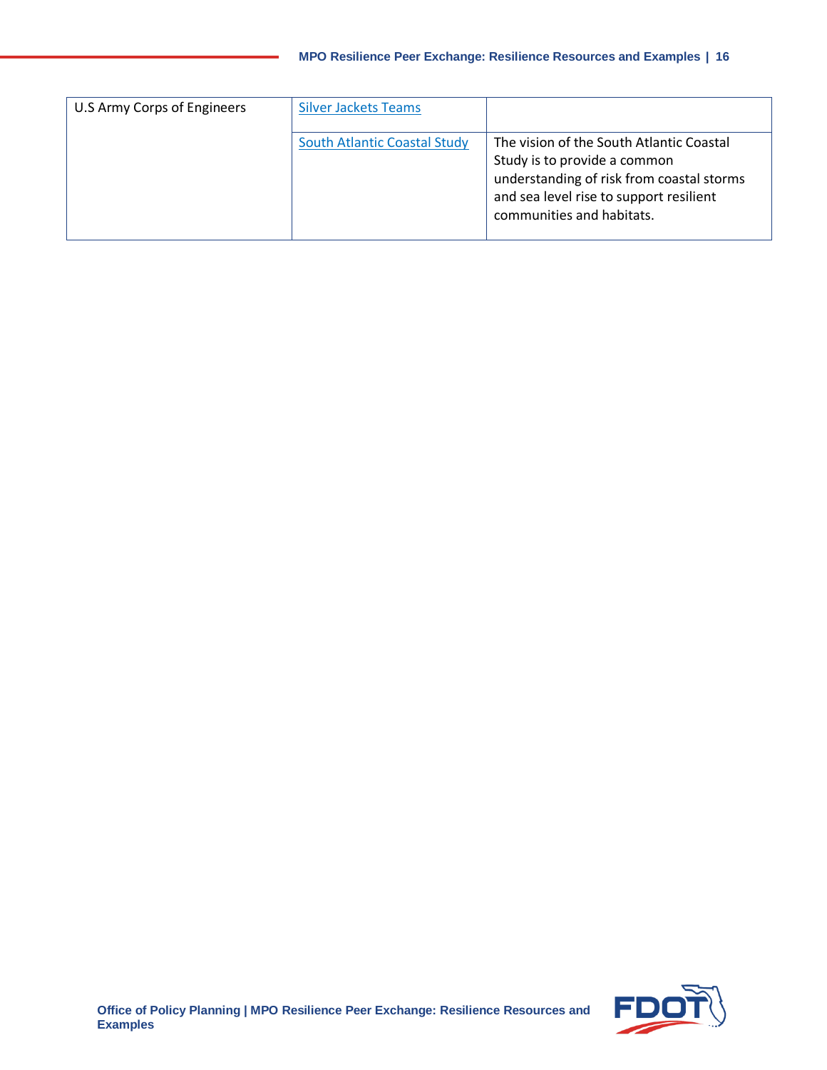| U.S Army Corps of Engineers | Silver Jackets Teams | |
|---|---|---|
| | South Atlantic Coastal Study | The vision of the South Atlantic Coastal Study is to provide a common understanding of risk from coastal storms and sea level rise to support resilient communities and habitats. |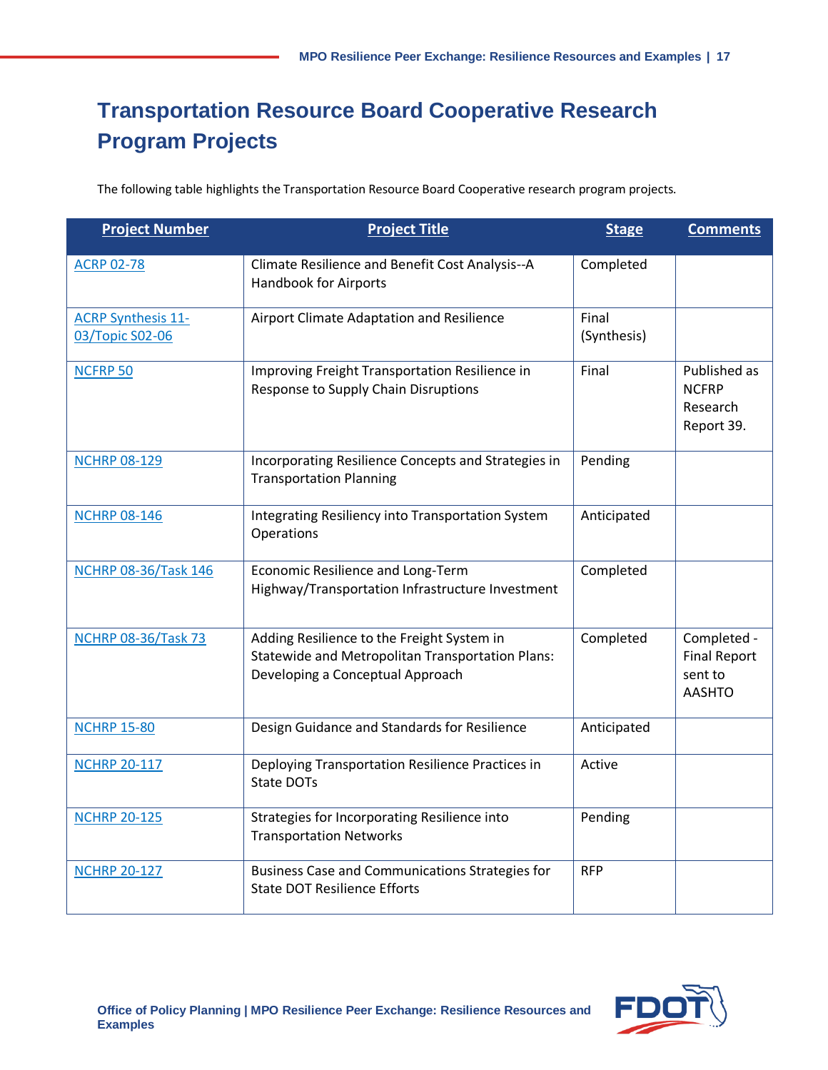## Transportation Resource Board Cooperative Research Program Projects

The following table highlights the Transportation Resource Board Cooperative research program projects.

| Project Number | Project Title | Stage | Comments |
|---|---|---|---|
| ACRP 02-78 | Climate Resilience and Benefit Cost Analysis--A Handbook for Airports | Completed | |
| ACRP Synthesis 11-03/Topic S02-06 | Airport Climate Adaptation and Resilience | Final (Synthesis) | |
| NCFRP 50 | Improving Freight Transportation Resilience in Response to Supply Chain Disruptions | Final | Published as NCFRP Research Report 39. |
| NCHRP 08-129 | Incorporating Resilience Concepts and Strategies in Transportation Planning | Pending | |
| NCHRP 08-146 | Integrating Resiliency into Transportation System Operations | Anticipated | |
| NCHRP 08-36/Task 146 | Economic Resilience and Long-Term Highway/Transportation Infrastructure Investment | Completed | |
| NCHRP 08-36/Task 73 | Adding Resilience to the Freight System in Statewide and Metropolitan Transportation Plans: Developing a Conceptual Approach | Completed | Completed - Final Report sent to AASHTO |
| NCHRP 15-80 | Design Guidance and Standards for Resilience | Anticipated | |
| NCHRP 20-117 | Deploying Transportation Resilience Practices in State DOTs | Active | |
| NCHRP 20-125 | Strategies for Incorporating Resilience into Transportation Networks | Pending | |
| NCHRP 20-127 | Business Case and Communications Strategies for State DOT Resilience Efforts | RFP | |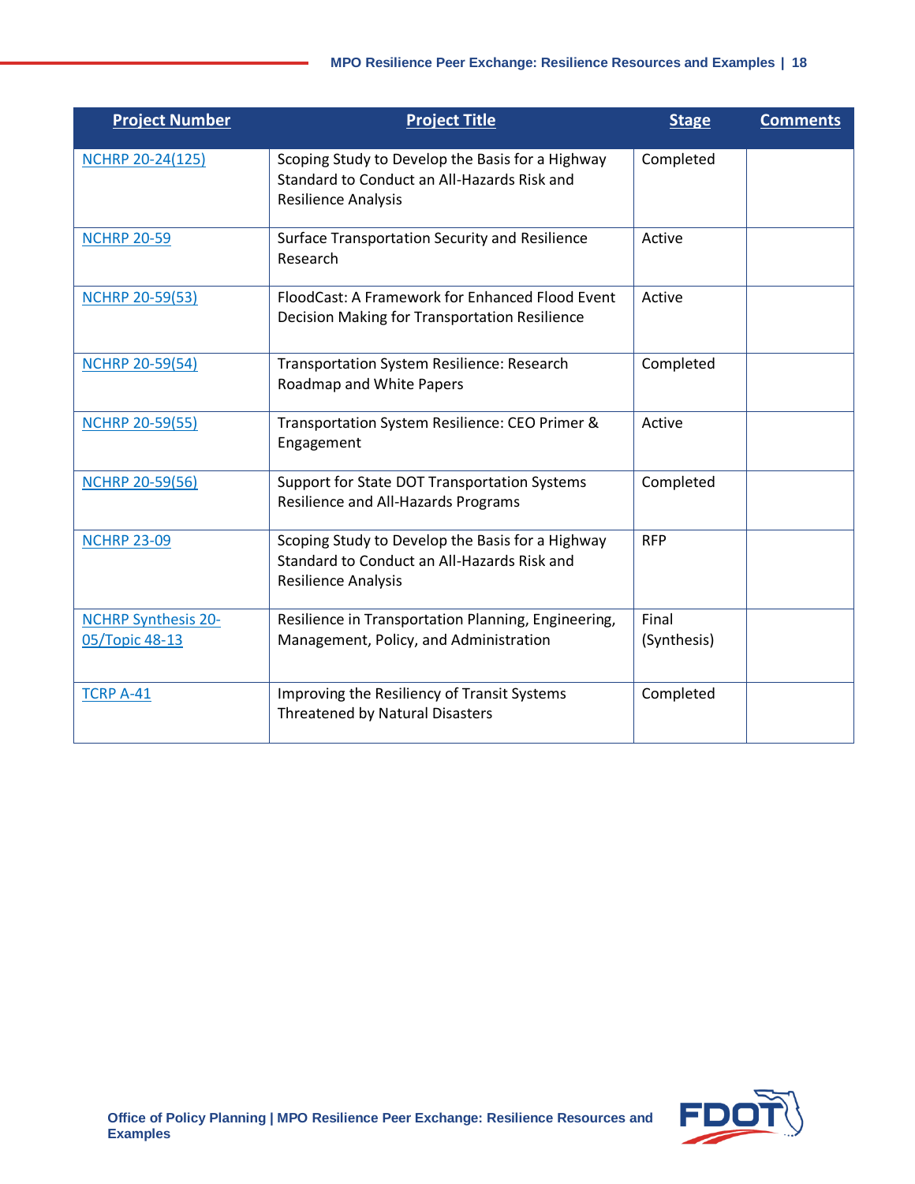| Project Number | Project Title | Stage | Comments |
|---|---|---|---|
| NCHRP 20-24(125) | Scoping Study to Develop the Basis for a Highway Standard to Conduct an All-Hazards Risk and Resilience Analysis | Completed | |
| NCHRP 20-59 | Surface Transportation Security and Resilience Research | Active | |
| NCHRP 20-59(53) | FloodCast: A Framework for Enhanced Flood Event Decision Making for Transportation Resilience | Active | |
| NCHRP 20-59(54) | Transportation System Resilience: Research Roadmap and White Papers | Completed | |
| NCHRP 20-59(55) | Transportation System Resilience: CEO Primer & Engagement | Active | |
| NCHRP 20-59(56) | Support for State DOT Transportation Systems Resilience and All-Hazards Programs | Completed | |
| NCHRP 23-09 | Scoping Study to Develop the Basis for a Highway Standard to Conduct an All-Hazards Risk and Resilience Analysis | RFP | |
| NCHRP Synthesis 20-05/Topic 48-13 | Resilience in Transportation Planning, Engineering, Management, Policy, and Administration | Final (Synthesis) | |
| TCRP A-41 | Improving the Resiliency of Transit Systems Threatened by Natural Disasters | Completed | |